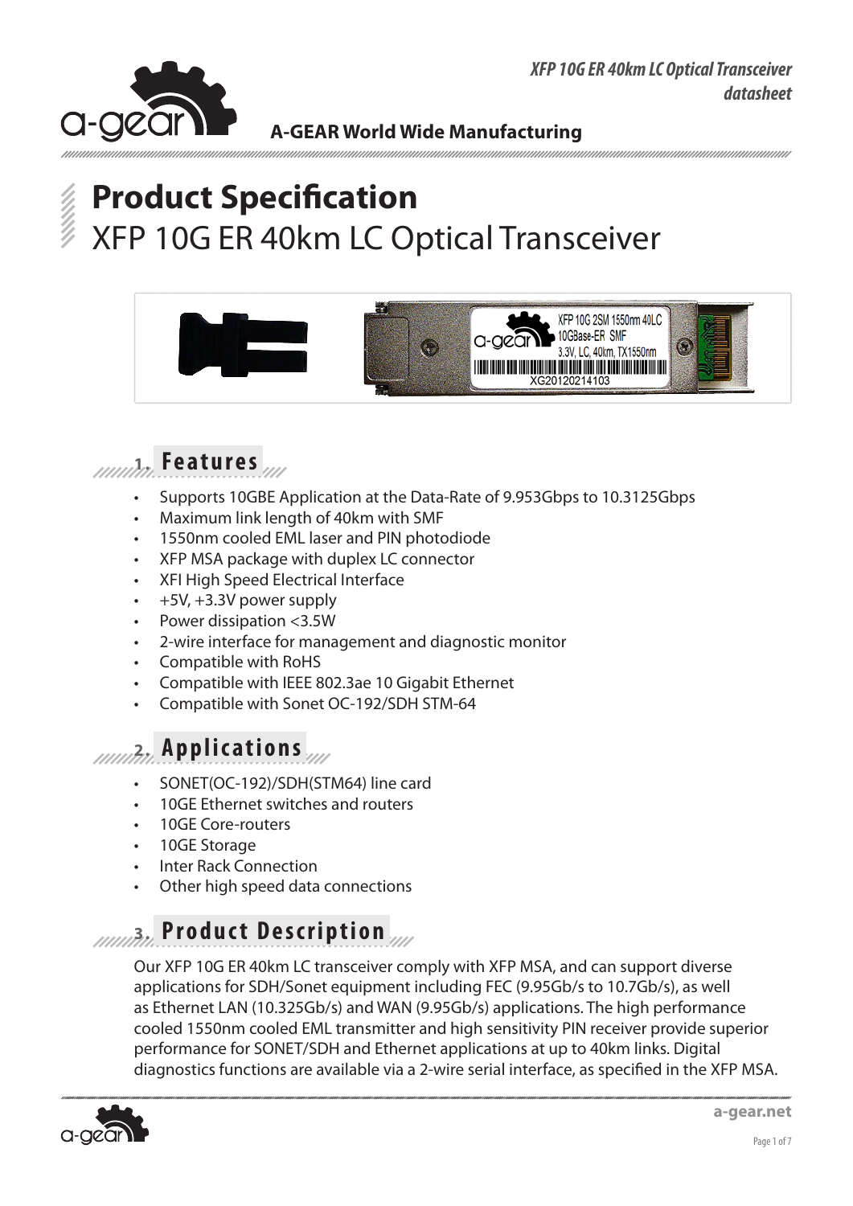# Product Specification

XFP 10G ER 40km LC Optical Transceiver

## 1. Features

- Supports 10GBE Application at the Data-Rate of 9.953Gbps to 10.3125Gbps
- Maximum link length of 40km with SMF
- 1550nm cooled EML laser and PIN photodiode
- XFP MSA package with duplex LC connector
- XFI High Speed Electrical Interface
- +5V, +3.3V power supply
- Power dissipation <3.5W
- 2-wire interface for management and diagnostic monitor
- Compatible with RoHS
- Compatible with IEEE 802.3ae 10 Gigabit Ethernet
- Compatible with Sonet OC-192/SDH STM-64

## 2. Applications

- SONET(OC-192)/SDH(STM64) line card
- 10GE Ethernet switches and routers
- 10GE Core-routers
- 10GE Storage
- Inter Rack Connection
- Other high speed data connections

## 3. Product Description

Our XFP 10G ER 40km LC transceiver comply with XFP MSA, and can support diverse applications for SDH/Sonet equipment including FEC (9.95Gb/s to 10.7Gb/s), as well as Ethernet LAN (10.325Gb/s) and WAN (9.95Gb/s) applications. The high performance cooled 1550nm cooled EML transmitter and high sensitivity PIN receiver provide superior performance for SONET/SDH and Ethernet applications at up to 40km links. Digital diagnostics functions are available via a 2-wire serial interface, as specified in the XFP MSA.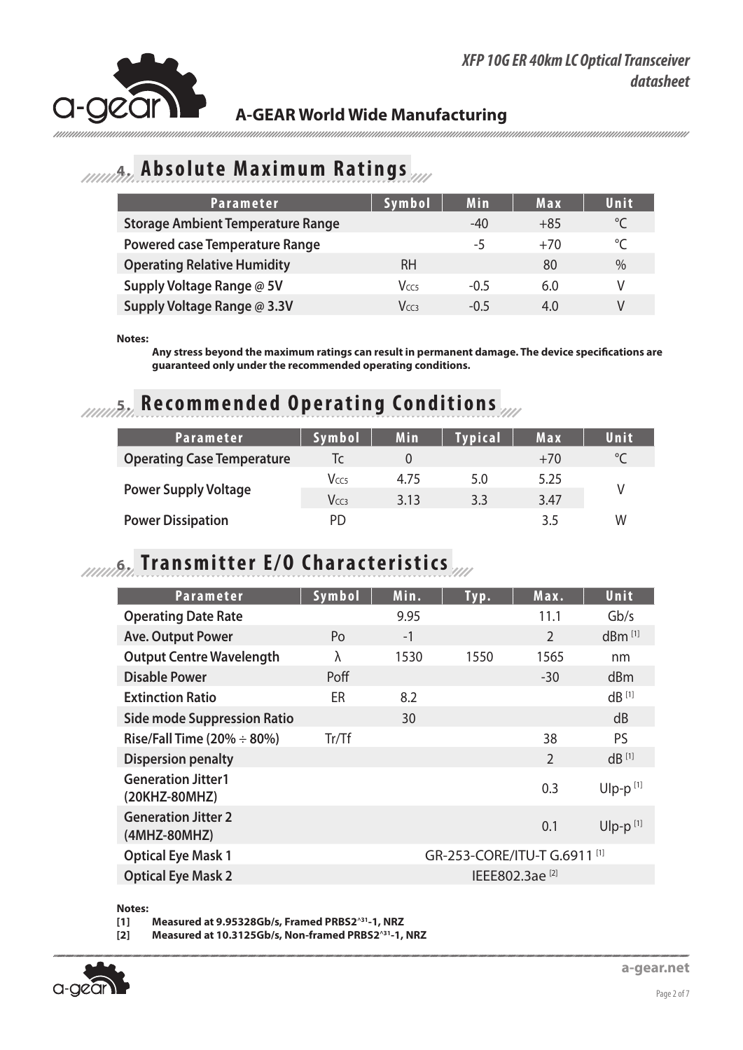## 4. Absolute Maximum Ratings

| Parameter | Symbol | Min | Max | Unit |
|---|---|---|---|---|
| Storage Ambient Temperature Range | | -40 | +85 | ℃ |
| Powered case Temperature Range | | -5 | +70 | ℃ |
| Operating Relative Humidity | RH | | 80 | % |
| Supply Voltage Range @ 5V | $V_{CC5}$ | -0.5 | 6.0 | V |
| Supply Voltage Range @ 3.3V | $V_{CC3}$ | -0.5 | 4.0 | V |

**Notes:**

**Any stress beyond the maximum ratings can result in permanent damage. The device specifications are guaranteed only under the recommended operating conditions.**

## 5. Recommended Operating Conditions

| Parameter | Symbol | Min | Typical | Max | Unit |
|---|---|---|---|---|---|
| Operating Case Temperature | Tc | 0 | | +70 | ℃ |
| Power Supply Voltage | $V_{CC5}$ | 4.75 | 5.0 | 5.25 | V |
| | $V_{CC3}$ | 3.13 | 3.3 | 3.47 | |
| Power Dissipation | PD | | | 3.5 | W |

## 6. Transmitter E/O Characteristics

| Parameter | Symbol | Min. | Typ. | Max. | Unit |
|---|---|---|---|---|---|
| Operating Date Rate | | 9.95 | | 11.1 | Gb/s |
| Ave. Output Power | Po | -1 | | 2 | dBm [1] |
| Output Centre Wavelength | λ | 1530 | 1550 | 1565 | nm |
| Disable Power | Poff | | | -30 | dBm |
| Extinction Ratio | ER | 8.2 | | | dB [1] |
| Side mode Suppression Ratio | | 30 | | | dB |
| Rise/Fall Time (20% ÷ 80%) | Tr/Tf | | | 38 | PS |
| Dispersion penalty | | | | 2 | dB [1] |
| Generation Jitter1 (20KHZ-80MHZ) | | | | 0.3 | UIp-p [1] |
| Generation Jitter 2 (4MHZ-80MHZ) | | | | 0.1 | UIp-p [1] |
| Optical Eye Mask 1 | | GR-253-CORE/ITU-T G.6911 [1] | | | |
| Optical Eye Mask 2 | | IEEE802.3ae [2] | | | |

**Notes:**

**[1] Measured at 9.95328Gb/s, Framed PRBS2^31-1, NRZ**

**[2] Measured at 10.3125Gb/s, Non-framed PRBS2^31-1, NRZ**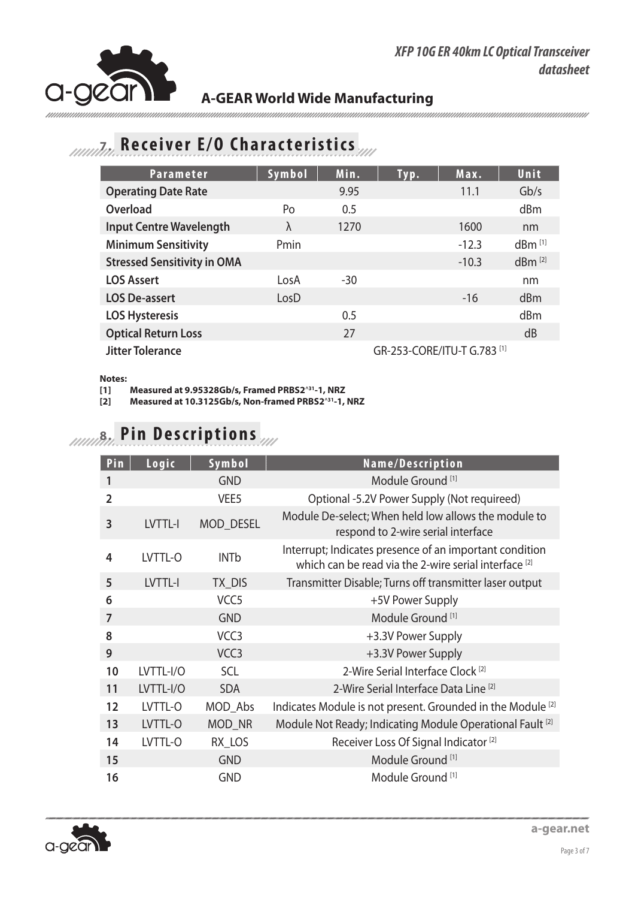## 7. Receiver E/O Characteristics

| Parameter | Symbol | Min. | Typ. | Max. | Unit |
|---|---|---|---|---|---|
| **Operating Date Rate** | | 9.95 | | 11.1 | Gb/s |
| **Overload** | Po | 0.5 | | | dBm |
| **Input Centre Wavelength** | λ | 1270 | | 1600 | nm |
| **Minimum Sensitivity** | Pmin | | | -12.3 | dBm [1] |
| **Stressed Sensitivity in OMA** | | | | -10.3 | dBm [2] |
| **LOS Assert** | LosA | -30 | | | nm |
| **LOS De-assert** | LosD | | | -16 | dBm |
| **LOS Hysteresis** | | 0.5 | | | dBm |
| **Optical Return Loss** | | 27 | | | dB |
| **Jitter Tolerance** | | GR-253-CORE/ITU-T G.783 [1] | | | |

**Notes:**

**[1] Measured at 9.95328Gb/s, Framed PRBS2^31-1, NRZ**

**[2] Measured at 10.3125Gb/s, Non-framed PRBS2^31-1, NRZ**

## 8. Pin Descriptions

| Pin | Logic | Symbol | Name/Description |
|---|---|---|---|
| **1** | | GND | Module Ground [1] |
| **2** | | VEE5 | Optional -5.2V Power Supply (Not requireed) |
| **3** | LVTTL-I | MOD_DESEL | Module De-select; When held low allows the module to respond to 2-wire serial interface |
| **4** | LVTTL-O | INTb | Interrupt; Indicates presence of an important condition which can be read via the 2-wire serial interface [2] |
| **5** | LVTTL-I | TX_DIS | Transmitter Disable; Turns off transmitter laser output |
| **6** | | VCC5 | +5V Power Supply |
| **7** | | GND | Module Ground [1] |
| **8** | | VCC3 | +3.3V Power Supply |
| **9** | | VCC3 | +3.3V Power Supply |
| **10** | LVTTL-I/O | SCL | 2-Wire Serial Interface Clock [2] |
| **11** | LVTTL-I/O | SDA | 2-Wire Serial Interface Data Line [2] |
| **12** | LVTTL-O | MOD_Abs | Indicates Module is not present. Grounded in the Module [2] |
| **13** | LVTTL-O | MOD_NR | Module Not Ready; Indicating Module Operational Fault [2] |
| **14** | LVTTL-O | RX_LOS | Receiver Loss Of Signal Indicator [2] |
| **15** | | GND | Module Ground [1] |
| **16** | | GND | Module Ground [1] |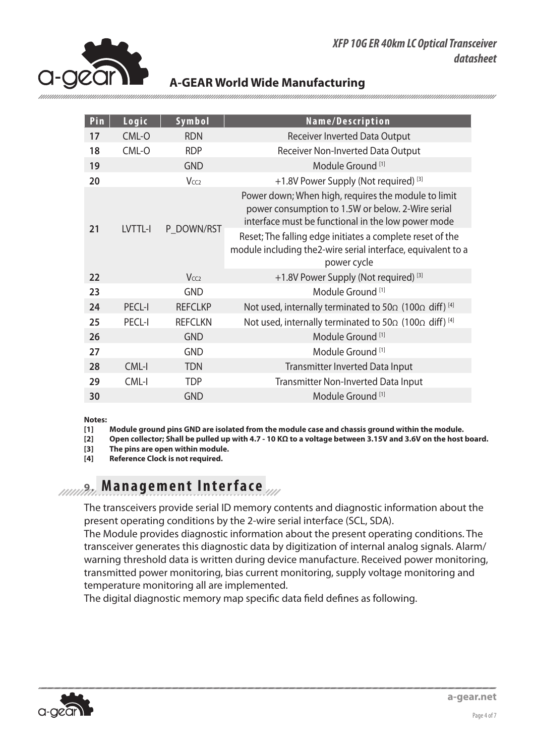| Pin | Logic | Symbol | Name/Description |
|---|---|---|---|
| 17 | CML-O | RDN | Receiver Inverted Data Output |
| 18 | CML-O | RDP | Receiver Non-Inverted Data Output |
| 19 | | GND | Module Ground [1] |
| 20 | | $V_{CC2}$ | +1.8V Power Supply (Not required) [3] |
| 21 | LVTTL-I | P_DOWN/RST | Power down; When high, requires the module to limit power consumption to 1.5W or below. 2-Wire serial interface must be functional in the low power mode<br>Reset; The falling edge initiates a complete reset of the module including the2-wire serial interface, equivalent to a power cycle |
| 22 | | $V_{CC2}$ | +1.8V Power Supply (Not required) [3] |
| 23 | | GND | Module Ground [1] |
| 24 | PECL-I | REFCLKP | Not used, internally terminated to 50Ω (100Ω diff) [4] |
| 25 | PECL-I | REFCLKN | Not used, internally terminated to 50Ω (100Ω diff) [4] |
| 26 | | GND | Module Ground [1] |
| 27 | | GND | Module Ground [1] |
| 28 | CML-I | TDN | Transmitter Inverted Data Input |
| 29 | CML-I | TDP | Transmitter Non-Inverted Data Input |
| 30 | | GND | Module Ground [1] |

**Notes:**

**[1] Module ground pins GND are isolated from the module case and chassis ground within the module.**

**[2] Open collector; Shall be pulled up with 4.7 - 10 KΩ to a voltage between 3.15V and 3.6V on the host board.**

**[3] The pins are open within module.**

**[4] Reference Clock is not required.**

## 9. Management Interface

The transceivers provide serial ID memory contents and diagnostic information about the present operating conditions by the 2-wire serial interface (SCL, SDA).

The Module provides diagnostic information about the present operating conditions. The transceiver generates this diagnostic data by digitization of internal analog signals. Alarm/warning threshold data is written during device manufacture. Received power monitoring, transmitted power monitoring, bias current monitoring, supply voltage monitoring and temperature monitoring all are implemented.

The digital diagnostic memory map specific data field defines as following.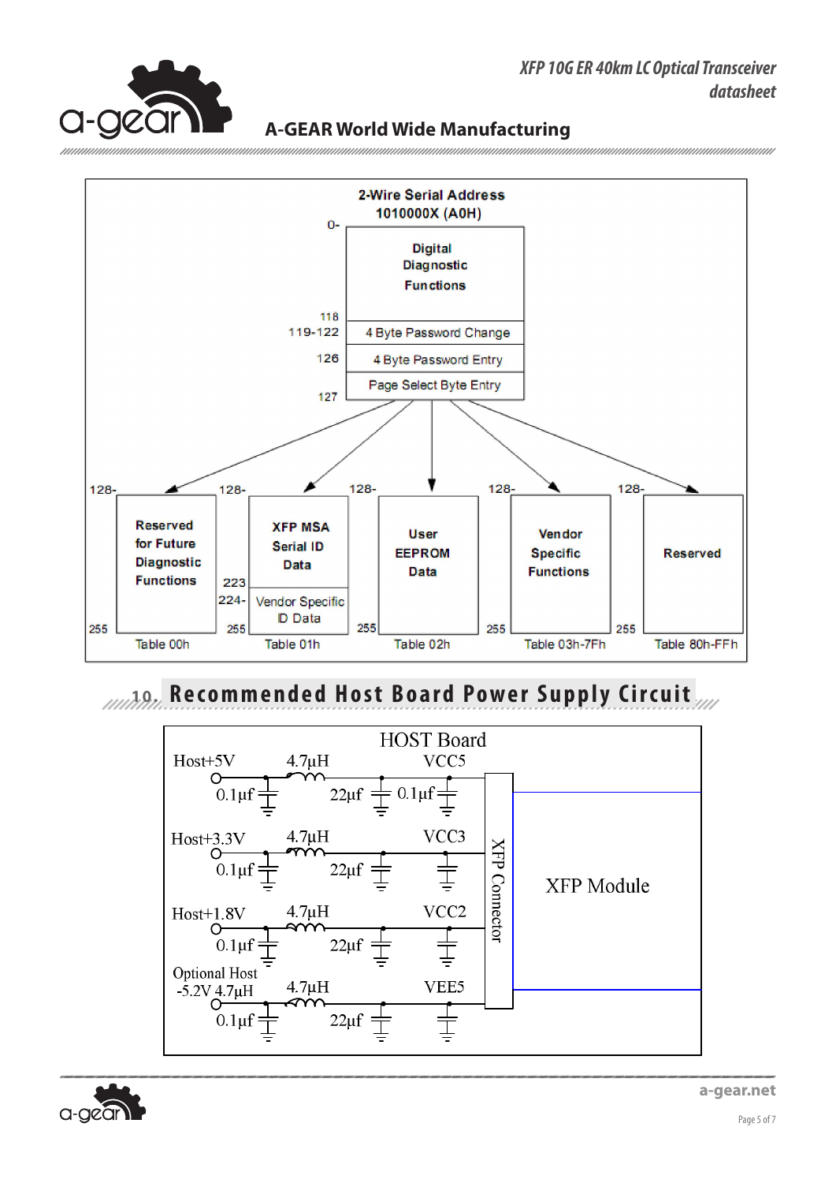2-Wire Serial Address 1010000X (A0H)

| Address | Content |
|---|---|
| 0-118 | Digital Diagnostic Functions |
| 119-122 | 4 Byte Password Change |
| 123-126 | 4 Byte Password Entry |
| 127 | Page Select Byte Entry |

| Table | Address | Content |
|---|---|---|
| Table 00h | 128-255 | Reserved for Future Diagnostic Functions |
| Table 01h | 128-223 | XFP MSA Serial ID Data |
| Table 01h | 224-255 | Vendor Specific ID Data |
| Table 02h | 128-255 | User EEPROM Data |
| Table 03h-7Fh | 128-255 | Vendor Specific Functions |
| Table 80h-FFh | 128-255 | Reserved |

## 10. Recommended Host Board Power Supply Circuit

HOST Board

| Host Supply | Input Capacitor | Inductor | Filter Capacitor | Connector Capacitor | XFP Pin |
|---|---|---|---|---|---|
| Host+5V | 0.1µf | 4.7µH | 22µf | 0.1µf | VCC5 |
| Host+3.3V | 0.1µf | 4.7µH | 22µf | | VCC3 |
| Host+1.8V | 0.1µf | 4.7µH | 22µf | | VCC2 |
| Optional Host -5.2V | 0.1µf | 4.7µH | 22µf | | VEE5 |

XFP Connector — XFP Module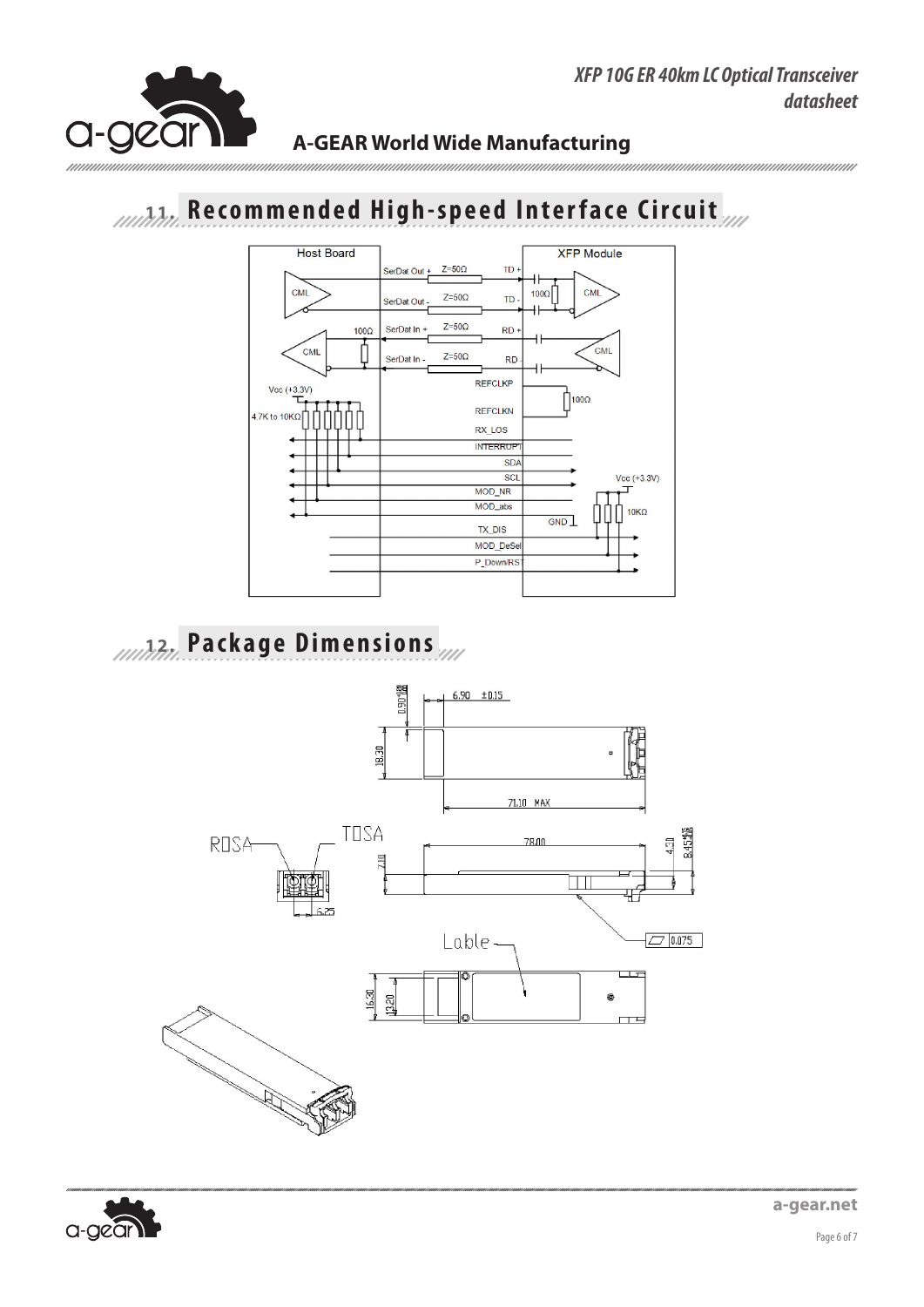## 11. Recommended High-speed Interface Circuit

## 12. Package Dimensions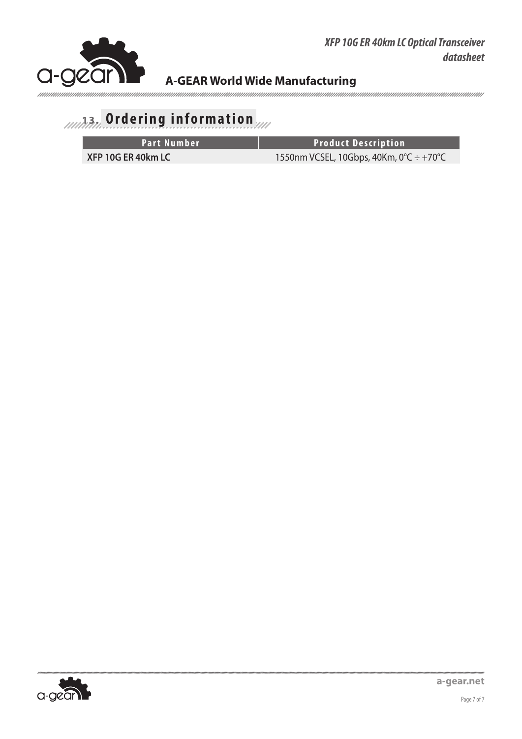## 13. Ordering information

| Part Number | Product Description |
| --- | --- |
| XFP 10G ER 40km LC | 1550nm VCSEL, 10Gbps, 40Km, 0°C ÷ +70°C |